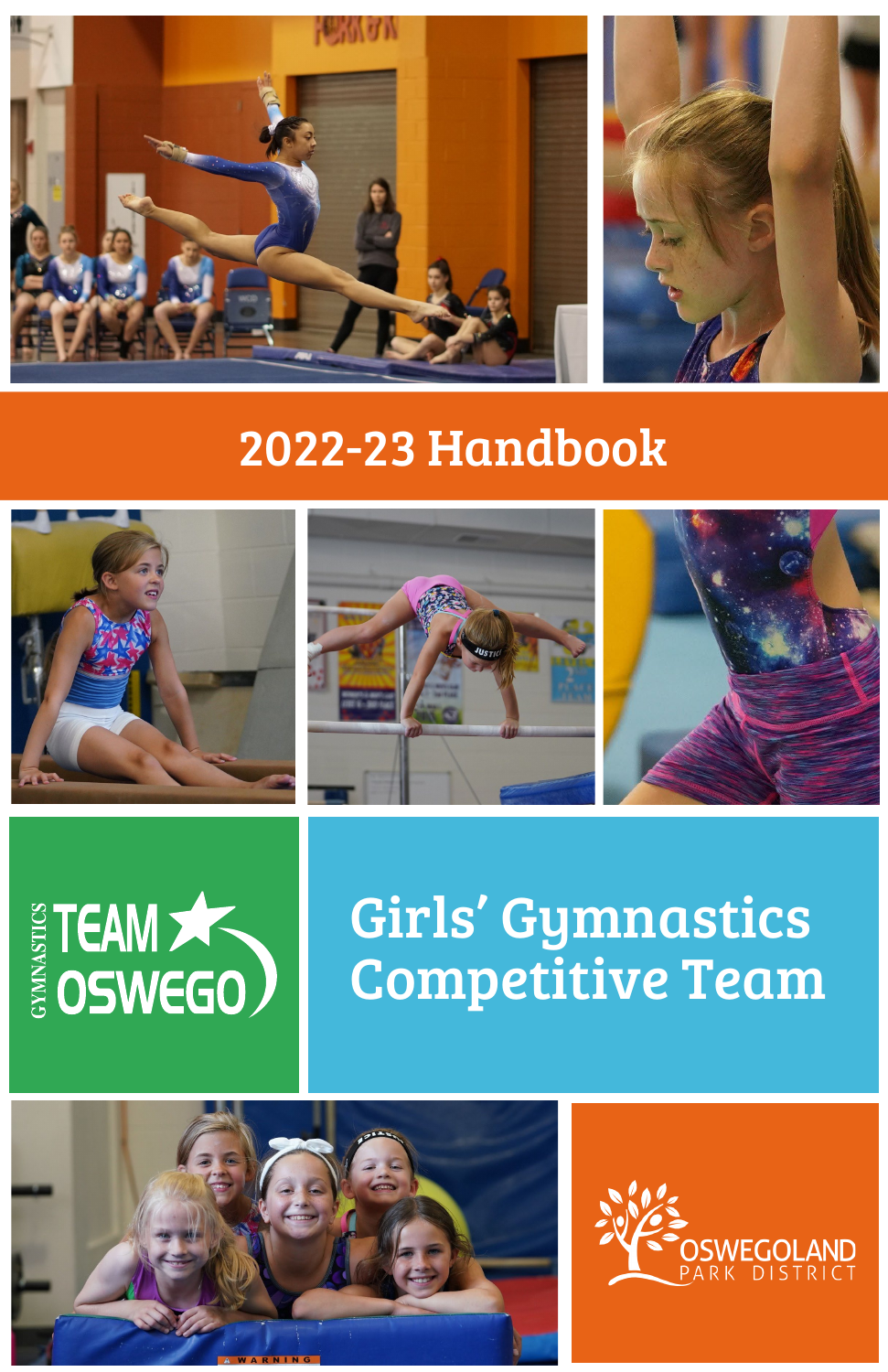# 2022-23 Handbook

GYMNASTICS TEAM OSWEGO

# Girls' Gymnastics Competitive Team

OSWEGOLAND PARK DISTRICT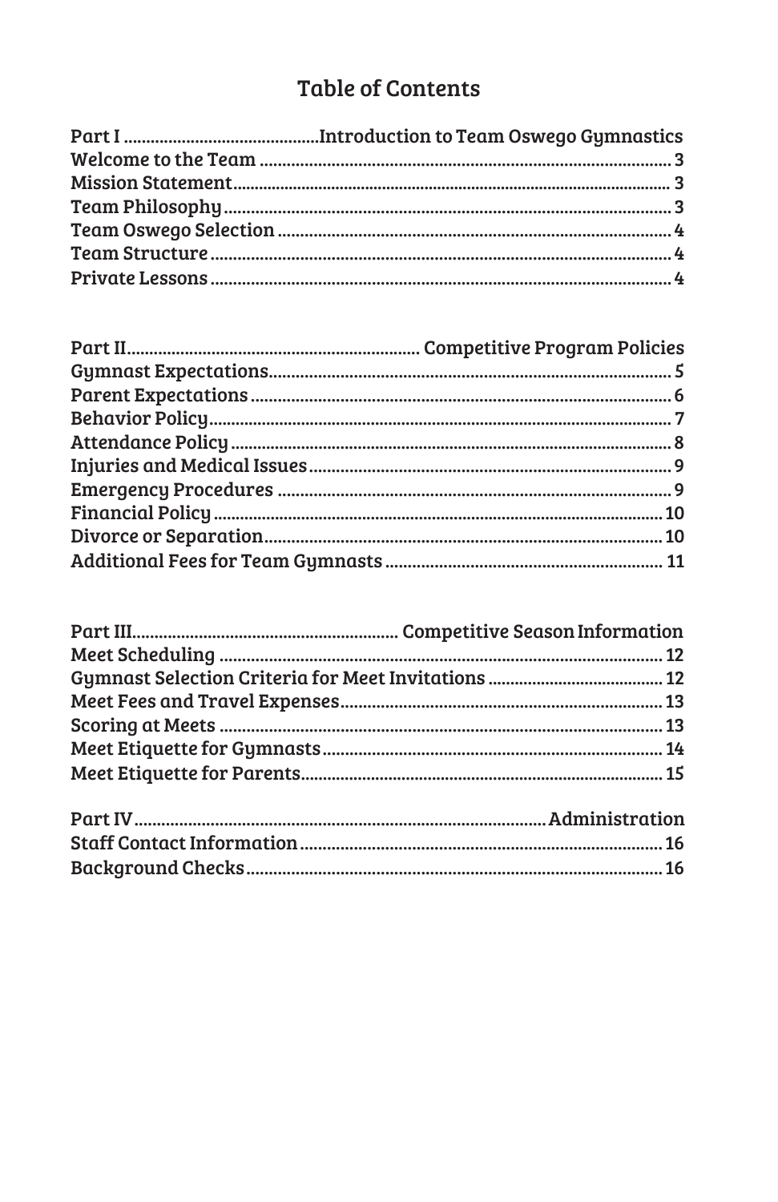# Table of Contents

**Part I ........................................ Introduction to Team Oswego Gymnastics**

Welcome to the Team ........................................ 3
Mission Statement ........................................ 3
Team Philosophy ........................................ 3
Team Oswego Selection ........................................ 4
Team Structure ........................................ 4
Private Lessons ........................................ 4

**Part II ........................................ Competitive Program Policies**

Gymnast Expectations ........................................ 5
Parent Expectations ........................................ 6
Behavior Policy ........................................ 7
Attendance Policy ........................................ 8
Injuries and Medical Issues ........................................ 9
Emergency Procedures ........................................ 9
Financial Policy ........................................ 10
Divorce or Separation ........................................ 10
Additional Fees for Team Gymnasts ........................................ 11

**Part III ........................................ Competitive Season Information**

Meet Scheduling ........................................ 12
Gymnast Selection Criteria for Meet Invitations ........................................ 12
Meet Fees and Travel Expenses ........................................ 13
Scoring at Meets ........................................ 13
Meet Etiquette for Gymnasts ........................................ 14
Meet Etiquette for Parents ........................................ 15

**Part IV ........................................ Administration**

Staff Contact Information ........................................ 16
Background Checks ........................................ 16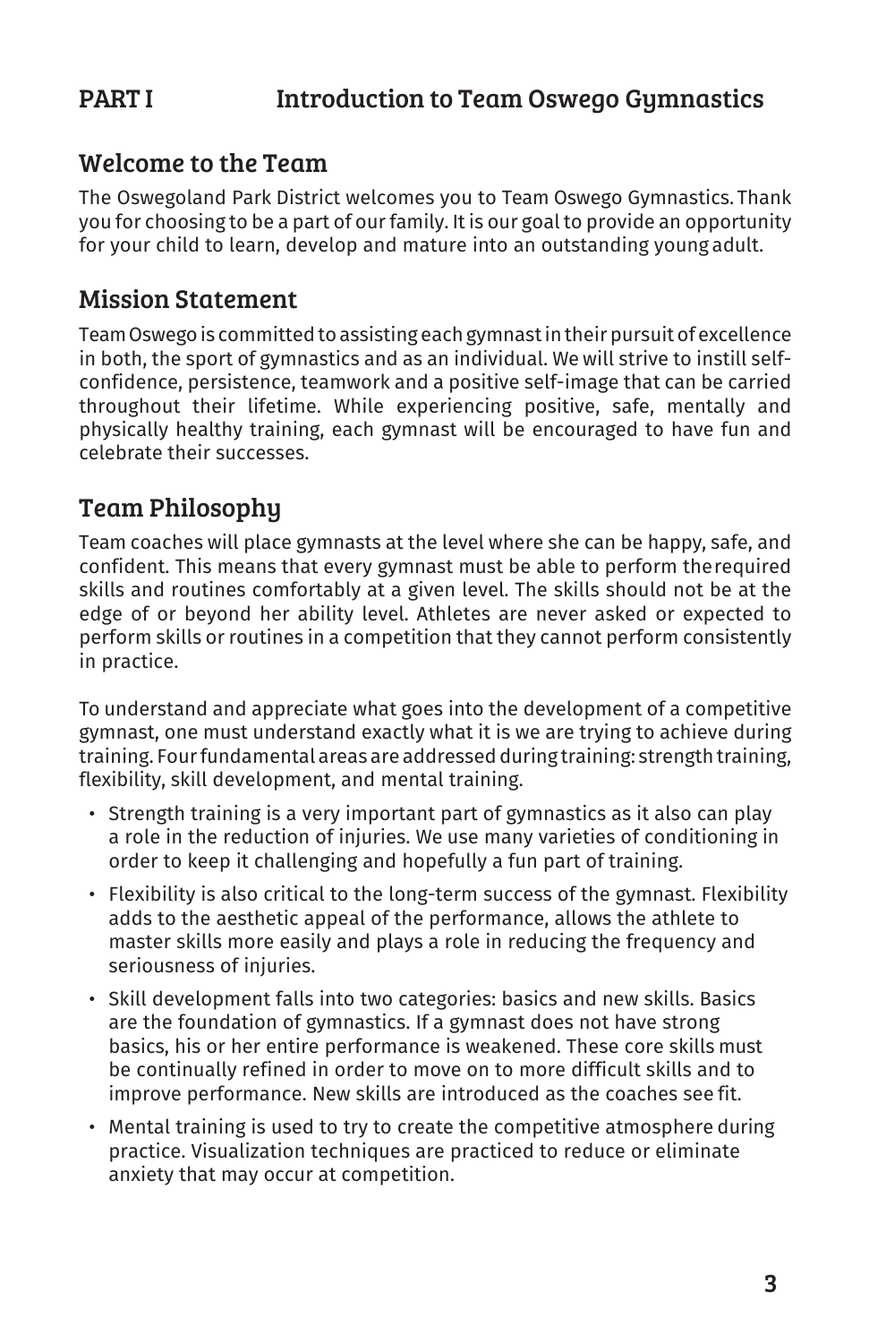# PART I Introduction to Team Oswego Gymnastics

## Welcome to the Team

The Oswegoland Park District welcomes you to Team Oswego Gymnastics. Thank you for choosing to be a part of our family. It is our goal to provide an opportunity for your child to learn, develop and mature into an outstanding young adult.

## Mission Statement

Team Oswego is committed to assisting each gymnast in their pursuit of excellence in both, the sport of gymnastics and as an individual. We will strive to instill self-confidence, persistence, teamwork and a positive self-image that can be carried throughout their lifetime. While experiencing positive, safe, mentally and physically healthy training, each gymnast will be encouraged to have fun and celebrate their successes.

## Team Philosophy

Team coaches will place gymnasts at the level where she can be happy, safe, and confident. This means that every gymnast must be able to perform the required skills and routines comfortably at a given level. The skills should not be at the edge of or beyond her ability level. Athletes are never asked or expected to perform skills or routines in a competition that they cannot perform consistently in practice.

To understand and appreciate what goes into the development of a competitive gymnast, one must understand exactly what it is we are trying to achieve during training. Four fundamental areas are addressed during training: strength training, flexibility, skill development, and mental training.

- Strength training is a very important part of gymnastics as it also can play a role in the reduction of injuries. We use many varieties of conditioning in order to keep it challenging and hopefully a fun part of training.
- Flexibility is also critical to the long-term success of the gymnast. Flexibility adds to the aesthetic appeal of the performance, allows the athlete to master skills more easily and plays a role in reducing the frequency and seriousness of injuries.
- Skill development falls into two categories: basics and new skills. Basics are the foundation of gymnastics. If a gymnast does not have strong basics, his or her entire performance is weakened. These core skills must be continually refined in order to move on to more difficult skills and to improve performance. New skills are introduced as the coaches see fit.
- Mental training is used to try to create the competitive atmosphere during practice. Visualization techniques are practiced to reduce or eliminate anxiety that may occur at competition.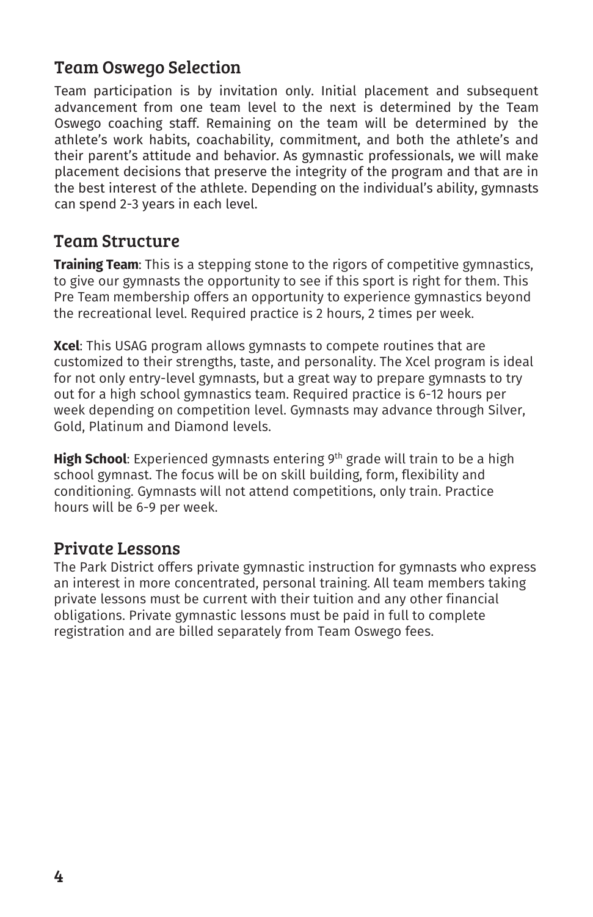## Team Oswego Selection

Team participation is by invitation only. Initial placement and subsequent advancement from one team level to the next is determined by the Team Oswego coaching staff. Remaining on the team will be determined by the athlete's work habits, coachability, commitment, and both the athlete's and their parent's attitude and behavior. As gymnastic professionals, we will make placement decisions that preserve the integrity of the program and that are in the best interest of the athlete. Depending on the individual's ability, gymnasts can spend 2-3 years in each level.

## Team Structure

**Training Team**: This is a stepping stone to the rigors of competitive gymnastics, to give our gymnasts the opportunity to see if this sport is right for them. This Pre Team membership offers an opportunity to experience gymnastics beyond the recreational level. Required practice is 2 hours, 2 times per week.

**Xcel**: This USAG program allows gymnasts to compete routines that are customized to their strengths, taste, and personality. The Xcel program is ideal for not only entry-level gymnasts, but a great way to prepare gymnasts to try out for a high school gymnastics team. Required practice is 6-12 hours per week depending on competition level. Gymnasts may advance through Silver, Gold, Platinum and Diamond levels.

**High School**: Experienced gymnasts entering 9th grade will train to be a high school gymnast. The focus will be on skill building, form, flexibility and conditioning. Gymnasts will not attend competitions, only train. Practice hours will be 6-9 per week.

## Private Lessons

The Park District offers private gymnastic instruction for gymnasts who express an interest in more concentrated, personal training. All team members taking private lessons must be current with their tuition and any other financial obligations. Private gymnastic lessons must be paid in full to complete registration and are billed separately from Team Oswego fees.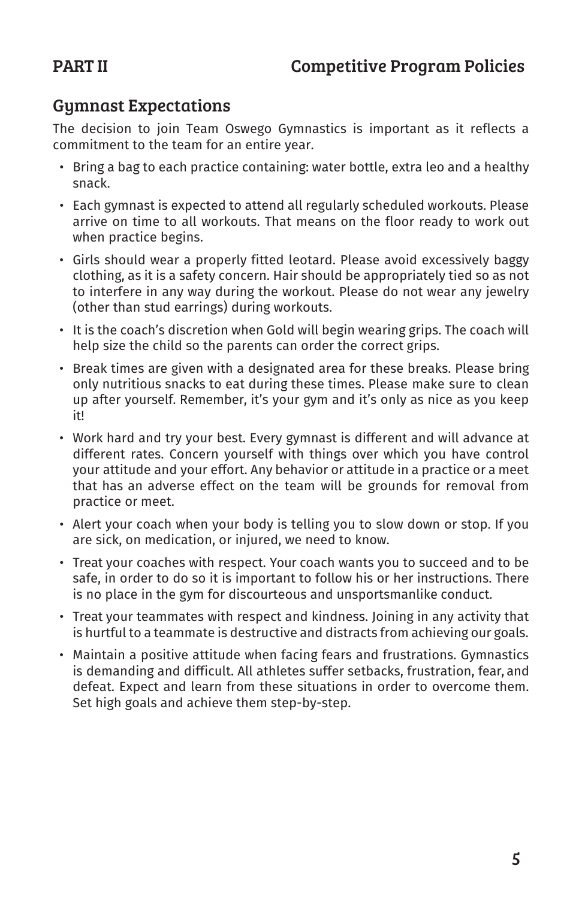# PART II Competitive Program Policies

## Gymnast Expectations

The decision to join Team Oswego Gymnastics is important as it reflects a commitment to the team for an entire year.

- Bring a bag to each practice containing: water bottle, extra leo and a healthy snack.
- Each gymnast is expected to attend all regularly scheduled workouts. Please arrive on time to all workouts. That means on the floor ready to work out when practice begins.
- Girls should wear a properly fitted leotard. Please avoid excessively baggy clothing, as it is a safety concern. Hair should be appropriately tied so as not to interfere in any way during the workout. Please do not wear any jewelry (other than stud earrings) during workouts.
- It is the coach's discretion when Gold will begin wearing grips. The coach will help size the child so the parents can order the correct grips.
- Break times are given with a designated area for these breaks. Please bring only nutritious snacks to eat during these times. Please make sure to clean up after yourself. Remember, it's your gym and it's only as nice as you keep it!
- Work hard and try your best. Every gymnast is different and will advance at different rates. Concern yourself with things over which you have control your attitude and your effort. Any behavior or attitude in a practice or a meet that has an adverse effect on the team will be grounds for removal from practice or meet.
- Alert your coach when your body is telling you to slow down or stop. If you are sick, on medication, or injured, we need to know.
- Treat your coaches with respect. Your coach wants you to succeed and to be safe, in order to do so it is important to follow his or her instructions. There is no place in the gym for discourteous and unsportsmanlike conduct.
- Treat your teammates with respect and kindness. Joining in any activity that is hurtful to a teammate is destructive and distracts from achieving our goals.
- Maintain a positive attitude when facing fears and frustrations. Gymnastics is demanding and difficult. All athletes suffer setbacks, frustration, fear, and defeat. Expect and learn from these situations in order to overcome them. Set high goals and achieve them step-by-step.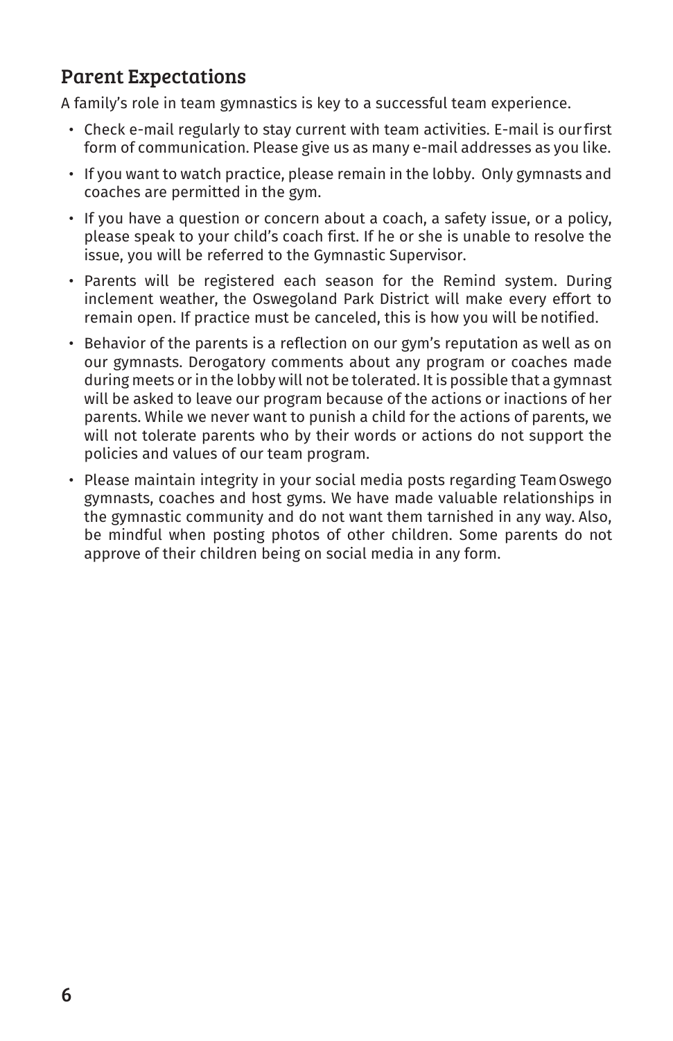## Parent Expectations

A family's role in team gymnastics is key to a successful team experience.

- Check e-mail regularly to stay current with team activities. E-mail is our first form of communication. Please give us as many e-mail addresses as you like.
- If you want to watch practice, please remain in the lobby. Only gymnasts and coaches are permitted in the gym.
- If you have a question or concern about a coach, a safety issue, or a policy, please speak to your child's coach first. If he or she is unable to resolve the issue, you will be referred to the Gymnastic Supervisor.
- Parents will be registered each season for the Remind system. During inclement weather, the Oswegoland Park District will make every effort to remain open. If practice must be canceled, this is how you will be notified.
- Behavior of the parents is a reflection on our gym's reputation as well as on our gymnasts. Derogatory comments about any program or coaches made during meets or in the lobby will not be tolerated. It is possible that a gymnast will be asked to leave our program because of the actions or inactions of her parents. While we never want to punish a child for the actions of parents, we will not tolerate parents who by their words or actions do not support the policies and values of our team program.
- Please maintain integrity in your social media posts regarding Team Oswego gymnasts, coaches and host gyms. We have made valuable relationships in the gymnastic community and do not want them tarnished in any way. Also, be mindful when posting photos of other children. Some parents do not approve of their children being on social media in any form.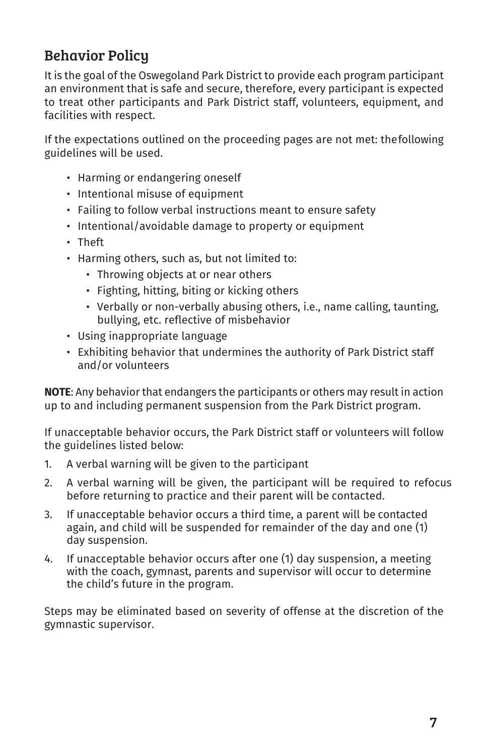## Behavior Policy

It is the goal of the Oswegoland Park District to provide each program participant an environment that is safe and secure, therefore, every participant is expected to treat other participants and Park District staff, volunteers, equipment, and facilities with respect.

If the expectations outlined on the proceeding pages are not met: thefollowing guidelines will be used.

- Harming or endangering oneself
- Intentional misuse of equipment
- Failing to follow verbal instructions meant to ensure safety
- Intentional/avoidable damage to property or equipment
- Theft
- Harming others, such as, but not limited to:
  - Throwing objects at or near others
  - Fighting, hitting, biting or kicking others
  - Verbally or non-verbally abusing others, i.e., name calling, taunting, bullying, etc. reflective of misbehavior
- Using inappropriate language
- Exhibiting behavior that undermines the authority of Park District staff and/or volunteers

**NOTE**: Any behavior that endangers the participants or others may result in action up to and including permanent suspension from the Park District program.

If unacceptable behavior occurs, the Park District staff or volunteers will follow the guidelines listed below:

1. A verbal warning will be given to the participant
2. A verbal warning will be given, the participant will be required to refocus before returning to practice and their parent will be contacted.
3. If unacceptable behavior occurs a third time, a parent will be contacted again, and child will be suspended for remainder of the day and one (1) day suspension.
4. If unacceptable behavior occurs after one (1) day suspension, a meeting with the coach, gymnast, parents and supervisor will occur to determine the child's future in the program.

Steps may be eliminated based on severity of offense at the discretion of the gymnastic supervisor.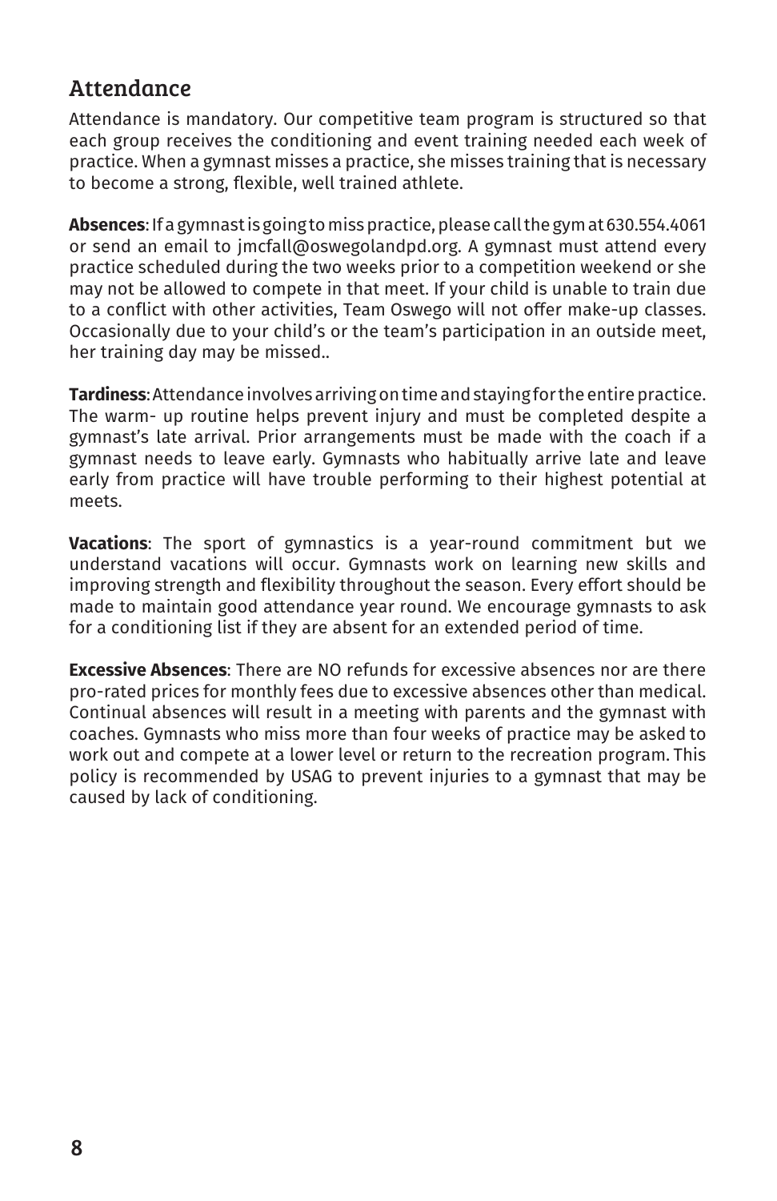## Attendance

Attendance is mandatory. Our competitive team program is structured so that each group receives the conditioning and event training needed each week of practice. When a gymnast misses a practice, she misses training that is necessary to become a strong, flexible, well trained athlete.

**Absences**: If a gymnast is going to miss practice, please call the gym at 630.554.4061 or send an email to jmcfall@oswegolandpd.org. A gymnast must attend every practice scheduled during the two weeks prior to a competition weekend or she may not be allowed to compete in that meet. If your child is unable to train due to a conflict with other activities, Team Oswego will not offer make-up classes. Occasionally due to your child's or the team's participation in an outside meet, her training day may be missed..

**Tardiness**: Attendance involves arriving on time and staying for the entire practice. The warm- up routine helps prevent injury and must be completed despite a gymnast's late arrival. Prior arrangements must be made with the coach if a gymnast needs to leave early. Gymnasts who habitually arrive late and leave early from practice will have trouble performing to their highest potential at meets.

**Vacations**: The sport of gymnastics is a year-round commitment but we understand vacations will occur. Gymnasts work on learning new skills and improving strength and flexibility throughout the season. Every effort should be made to maintain good attendance year round. We encourage gymnasts to ask for a conditioning list if they are absent for an extended period of time.

**Excessive Absences**: There are NO refunds for excessive absences nor are there pro-rated prices for monthly fees due to excessive absences other than medical. Continual absences will result in a meeting with parents and the gymnast with coaches. Gymnasts who miss more than four weeks of practice may be asked to work out and compete at a lower level or return to the recreation program. This policy is recommended by USAG to prevent injuries to a gymnast that may be caused by lack of conditioning.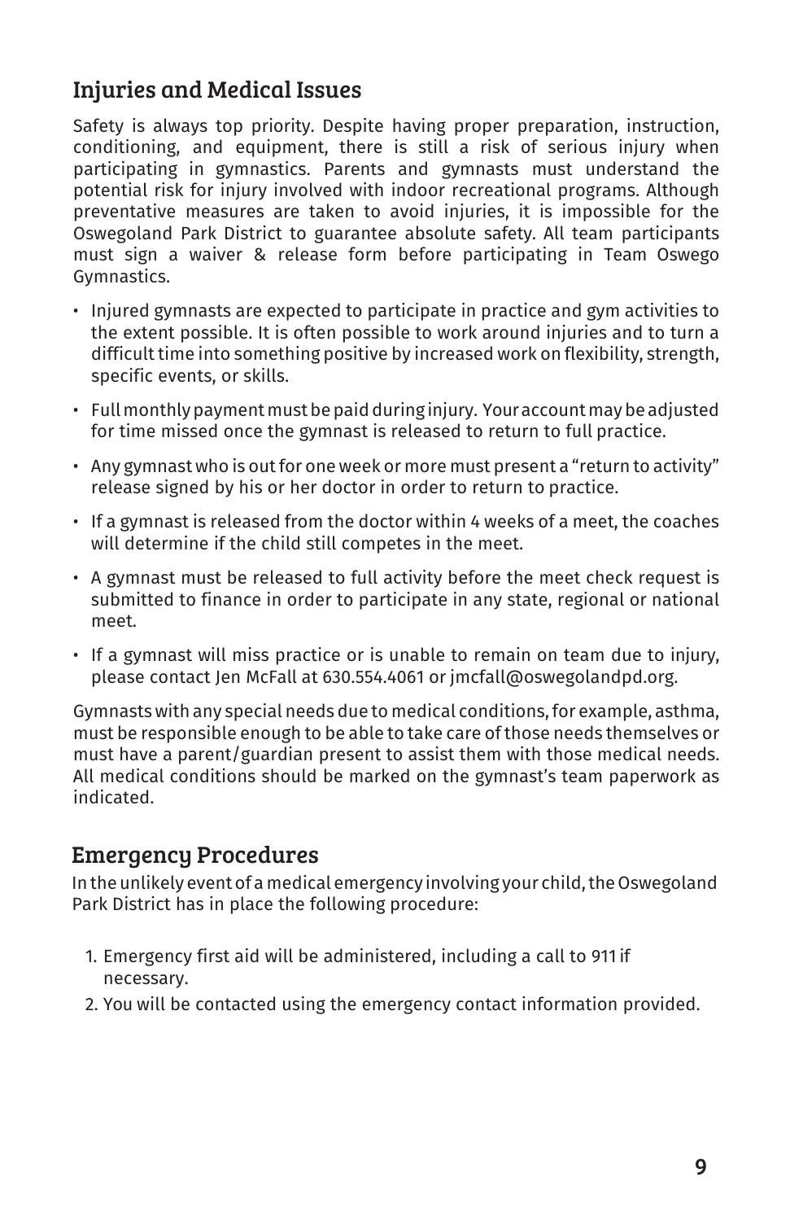## Injuries and Medical Issues

Safety is always top priority. Despite having proper preparation, instruction, conditioning, and equipment, there is still a risk of serious injury when participating in gymnastics. Parents and gymnasts must understand the potential risk for injury involved with indoor recreational programs. Although preventative measures are taken to avoid injuries, it is impossible for the Oswegoland Park District to guarantee absolute safety. All team participants must sign a waiver & release form before participating in Team Oswego Gymnastics.

- Injured gymnasts are expected to participate in practice and gym activities to the extent possible. It is often possible to work around injuries and to turn a difficult time into something positive by increased work on flexibility, strength, specific events, or skills.
- Full monthly payment must be paid during injury. Your account may be adjusted for time missed once the gymnast is released to return to full practice.
- Any gymnast who is out for one week or more must present a "return to activity" release signed by his or her doctor in order to return to practice.
- If a gymnast is released from the doctor within 4 weeks of a meet, the coaches will determine if the child still competes in the meet.
- A gymnast must be released to full activity before the meet check request is submitted to finance in order to participate in any state, regional or national meet.
- If a gymnast will miss practice or is unable to remain on team due to injury, please contact Jen McFall at 630.554.4061 or jmcfall@oswegolandpd.org.

Gymnasts with any special needs due to medical conditions, for example, asthma, must be responsible enough to be able to take care of those needs themselves or must have a parent/guardian present to assist them with those medical needs. All medical conditions should be marked on the gymnast's team paperwork as indicated.

## Emergency Procedures

In the unlikely event of a medical emergency involving your child, the Oswegoland Park District has in place the following procedure:

1. Emergency first aid will be administered, including a call to 911 if necessary.
2. You will be contacted using the emergency contact information provided.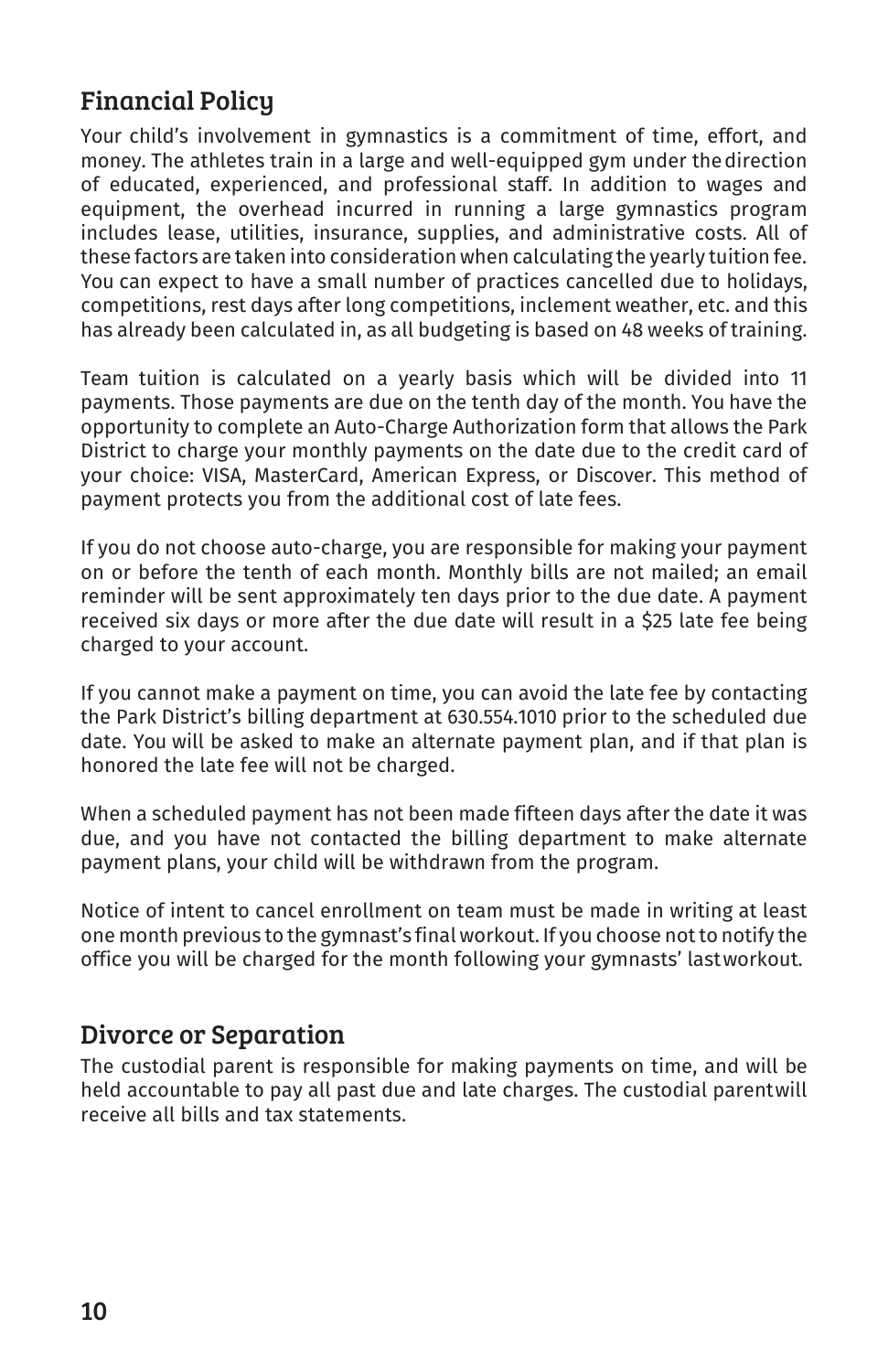## Financial Policy

Your child's involvement in gymnastics is a commitment of time, effort, and money. The athletes train in a large and well-equipped gym under the direction of educated, experienced, and professional staff. In addition to wages and equipment, the overhead incurred in running a large gymnastics program includes lease, utilities, insurance, supplies, and administrative costs. All of these factors are taken into consideration when calculating the yearly tuition fee. You can expect to have a small number of practices cancelled due to holidays, competitions, rest days after long competitions, inclement weather, etc. and this has already been calculated in, as all budgeting is based on 48 weeks of training.

Team tuition is calculated on a yearly basis which will be divided into 11 payments. Those payments are due on the tenth day of the month. You have the opportunity to complete an Auto-Charge Authorization form that allows the Park District to charge your monthly payments on the date due to the credit card of your choice: VISA, MasterCard, American Express, or Discover. This method of payment protects you from the additional cost of late fees.

If you do not choose auto-charge, you are responsible for making your payment on or before the tenth of each month. Monthly bills are not mailed; an email reminder will be sent approximately ten days prior to the due date. A payment received six days or more after the due date will result in a $25 late fee being charged to your account.

If you cannot make a payment on time, you can avoid the late fee by contacting the Park District's billing department at 630.554.1010 prior to the scheduled due date. You will be asked to make an alternate payment plan, and if that plan is honored the late fee will not be charged.

When a scheduled payment has not been made fifteen days after the date it was due, and you have not contacted the billing department to make alternate payment plans, your child will be withdrawn from the program.

Notice of intent to cancel enrollment on team must be made in writing at least one month previous to the gymnast's final workout. If you choose not to notify the office you will be charged for the month following your gymnasts' last workout.

## Divorce or Separation

The custodial parent is responsible for making payments on time, and will be held accountable to pay all past due and late charges. The custodial parent will receive all bills and tax statements.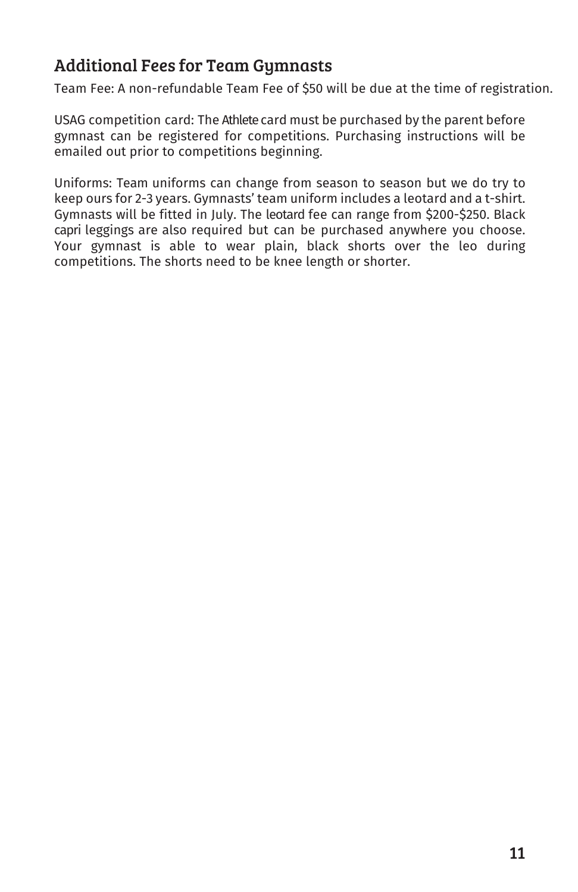## Additional Fees for Team Gymnasts

Team Fee: A non-refundable Team Fee of $50 will be due at the time of registration.

USAG competition card: The Athlete card must be purchased by the parent before gymnast can be registered for competitions. Purchasing instructions will be emailed out prior to competitions beginning.

Uniforms: Team uniforms can change from season to season but we do try to keep ours for 2-3 years. Gymnasts' team uniform includes a leotard and a t-shirt. Gymnasts will be fitted in July. The leotard fee can range from $200-$250. Black capri leggings are also required but can be purchased anywhere you choose. Your gymnast is able to wear plain, black shorts over the leo during competitions. The shorts need to be knee length or shorter.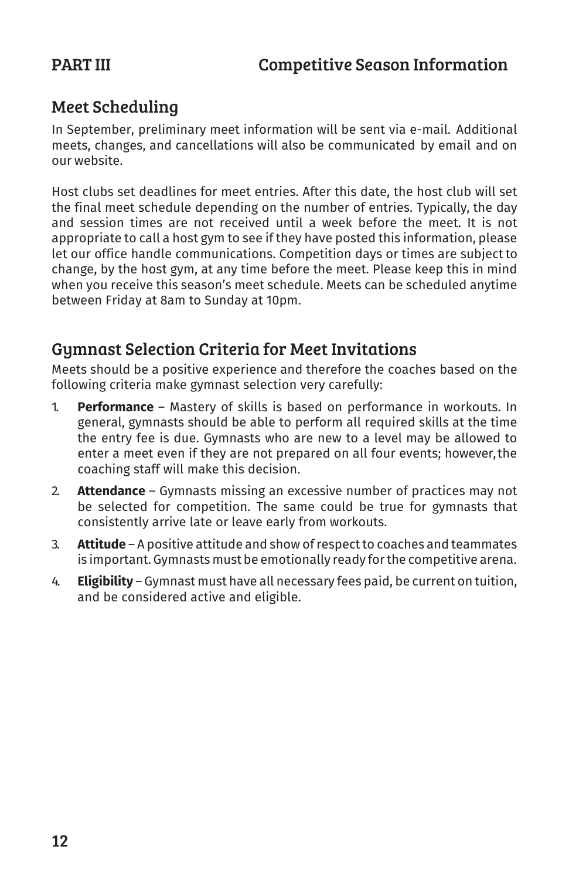# PART III Competitive Season Information

## Meet Scheduling

In September, preliminary meet information will be sent via e-mail. Additional meets, changes, and cancellations will also be communicated by email and on our website.

Host clubs set deadlines for meet entries. After this date, the host club will set the final meet schedule depending on the number of entries. Typically, the day and session times are not received until a week before the meet. It is not appropriate to call a host gym to see if they have posted this information, please let our office handle communications. Competition days or times are subject to change, by the host gym, at any time before the meet. Please keep this in mind when you receive this season's meet schedule. Meets can be scheduled anytime between Friday at 8am to Sunday at 10pm.

## Gymnast Selection Criteria for Meet Invitations

Meets should be a positive experience and therefore the coaches based on the following criteria make gymnast selection very carefully:

1. **Performance** – Mastery of skills is based on performance in workouts. In general, gymnasts should be able to perform all required skills at the time the entry fee is due. Gymnasts who are new to a level may be allowed to enter a meet even if they are not prepared on all four events; however, the coaching staff will make this decision.
2. **Attendance** – Gymnasts missing an excessive number of practices may not be selected for competition. The same could be true for gymnasts that consistently arrive late or leave early from workouts.
3. **Attitude** – A positive attitude and show of respect to coaches and teammates is important. Gymnasts must be emotionally ready for the competitive arena.
4. **Eligibility** – Gymnast must have all necessary fees paid, be current on tuition, and be considered active and eligible.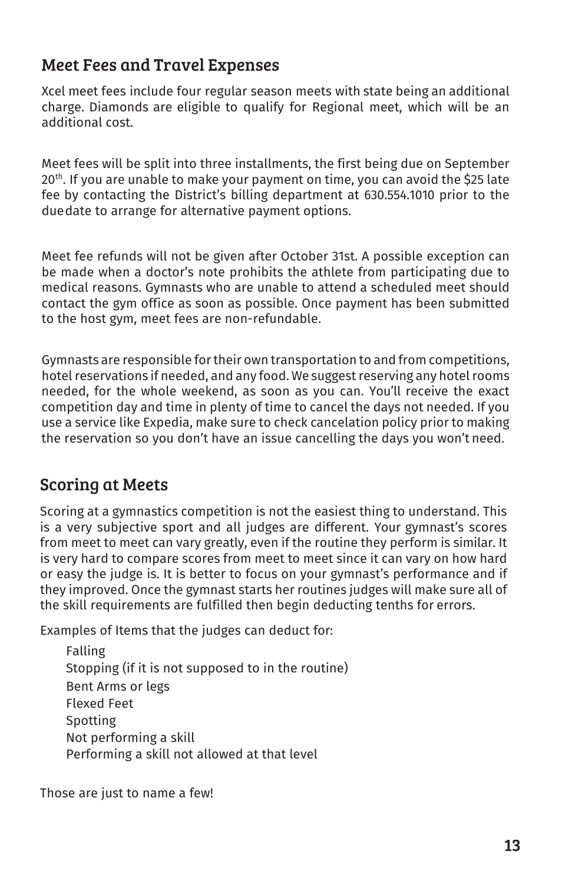## Meet Fees and Travel Expenses

Xcel meet fees include four regular season meets with state being an additional charge. Diamonds are eligible to qualify for Regional meet, which will be an additional cost.

Meet fees will be split into three installments, the first being due on September 20th. If you are unable to make your payment on time, you can avoid the $25 late fee by contacting the District's billing department at 630.554.1010 prior to the due date to arrange for alternative payment options.

Meet fee refunds will not be given after October 31st. A possible exception can be made when a doctor's note prohibits the athlete from participating due to medical reasons. Gymnasts who are unable to attend a scheduled meet should contact the gym office as soon as possible. Once payment has been submitted to the host gym, meet fees are non-refundable.

Gymnasts are responsible for their own transportation to and from competitions, hotel reservations if needed, and any food. We suggest reserving any hotel rooms needed, for the whole weekend, as soon as you can. You'll receive the exact competition day and time in plenty of time to cancel the days not needed. If you use a service like Expedia, make sure to check cancelation policy prior to making the reservation so you don't have an issue cancelling the days you won't need.

## Scoring at Meets

Scoring at a gymnastics competition is not the easiest thing to understand. This is a very subjective sport and all judges are different. Your gymnast's scores from meet to meet can vary greatly, even if the routine they perform is similar. It is very hard to compare scores from meet to meet since it can vary on how hard or easy the judge is. It is better to focus on your gymnast's performance and if they improved. Once the gymnast starts her routines judges will make sure all of the skill requirements are fulfilled then begin deducting tenths for errors.

Examples of Items that the judges can deduct for:

- Falling
- Stopping (if it is not supposed to in the routine)
- Bent Arms or legs
- Flexed Feet
- Spotting
- Not performing a skill
- Performing a skill not allowed at that level

Those are just to name a few!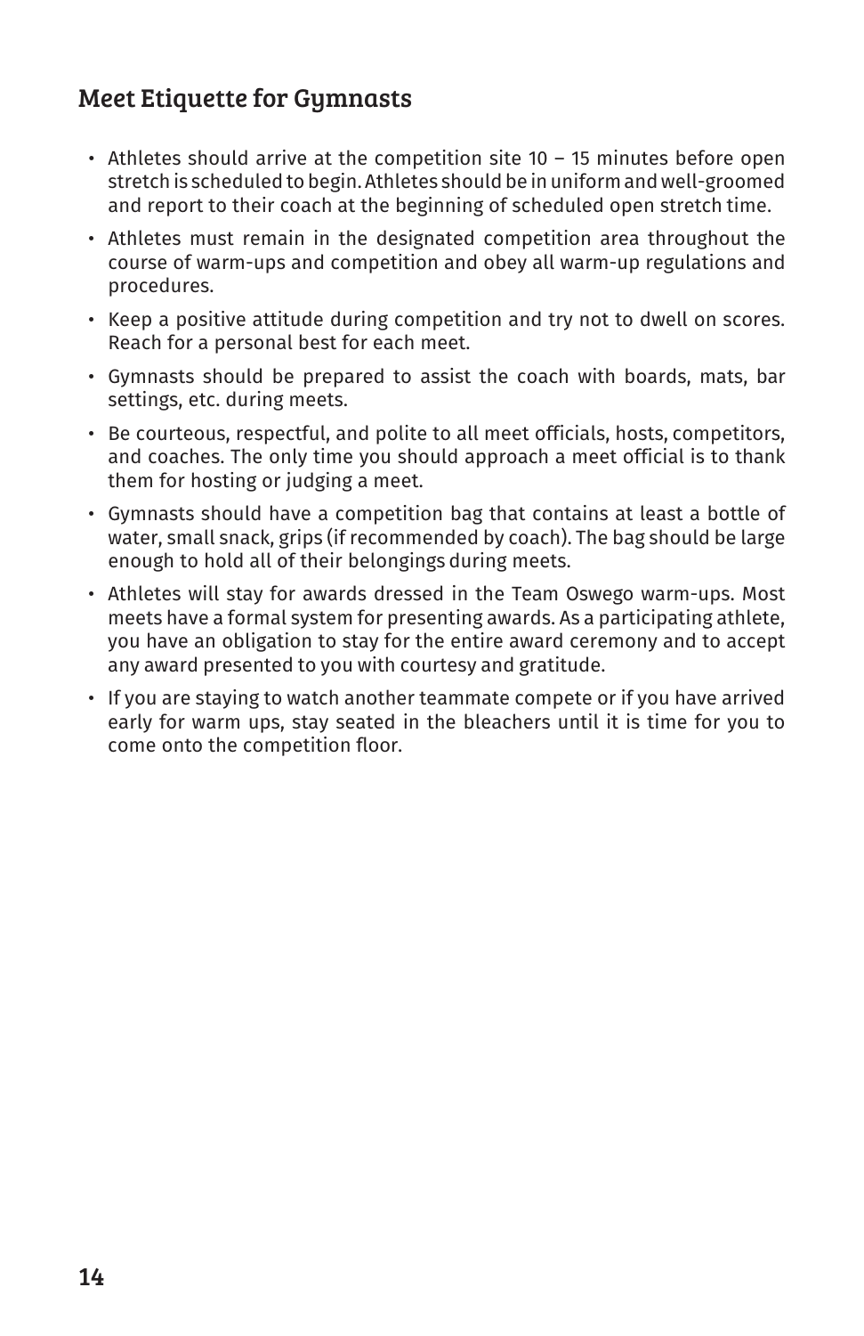## Meet Etiquette for Gymnasts

- Athletes should arrive at the competition site 10 – 15 minutes before open stretch is scheduled to begin. Athletes should be in uniform and well-groomed and report to their coach at the beginning of scheduled open stretch time.
- Athletes must remain in the designated competition area throughout the course of warm-ups and competition and obey all warm-up regulations and procedures.
- Keep a positive attitude during competition and try not to dwell on scores. Reach for a personal best for each meet.
- Gymnasts should be prepared to assist the coach with boards, mats, bar settings, etc. during meets.
- Be courteous, respectful, and polite to all meet officials, hosts, competitors, and coaches. The only time you should approach a meet official is to thank them for hosting or judging a meet.
- Gymnasts should have a competition bag that contains at least a bottle of water, small snack, grips (if recommended by coach). The bag should be large enough to hold all of their belongings during meets.
- Athletes will stay for awards dressed in the Team Oswego warm-ups. Most meets have a formal system for presenting awards. As a participating athlete, you have an obligation to stay for the entire award ceremony and to accept any award presented to you with courtesy and gratitude.
- If you are staying to watch another teammate compete or if you have arrived early for warm ups, stay seated in the bleachers until it is time for you to come onto the competition floor.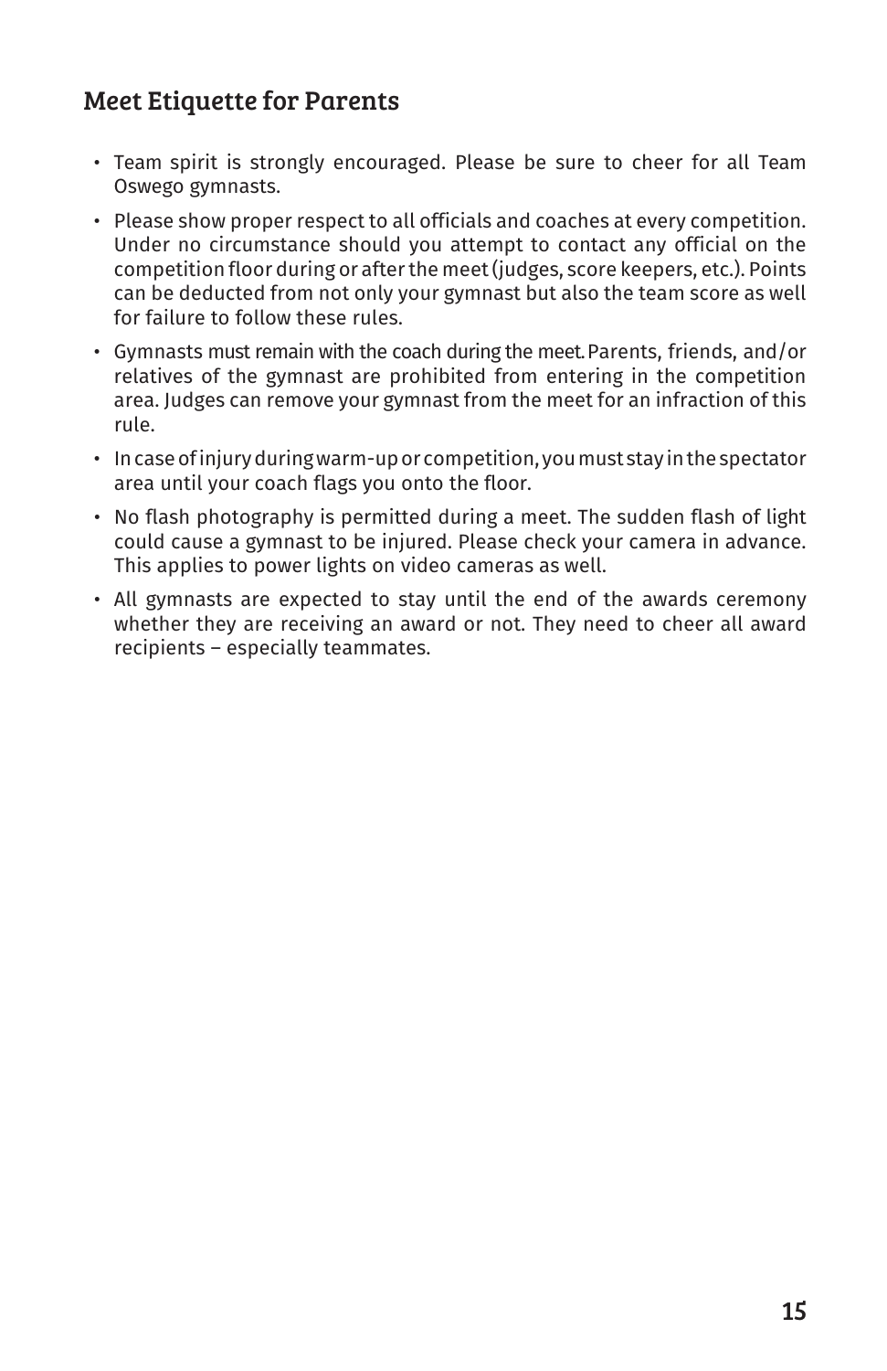## Meet Etiquette for Parents

- Team spirit is strongly encouraged. Please be sure to cheer for all Team Oswego gymnasts.
- Please show proper respect to all officials and coaches at every competition. Under no circumstance should you attempt to contact any official on the competition floor during or after the meet (judges, score keepers, etc.). Points can be deducted from not only your gymnast but also the team score as well for failure to follow these rules.
- Gymnasts must remain with the coach during the meet. Parents, friends, and/or relatives of the gymnast are prohibited from entering in the competition area. Judges can remove your gymnast from the meet for an infraction of this rule.
- In case of injury during warm-up or competition, you must stay in the spectator area until your coach flags you onto the floor.
- No flash photography is permitted during a meet. The sudden flash of light could cause a gymnast to be injured. Please check your camera in advance. This applies to power lights on video cameras as well.
- All gymnasts are expected to stay until the end of the awards ceremony whether they are receiving an award or not. They need to cheer all award recipients – especially teammates.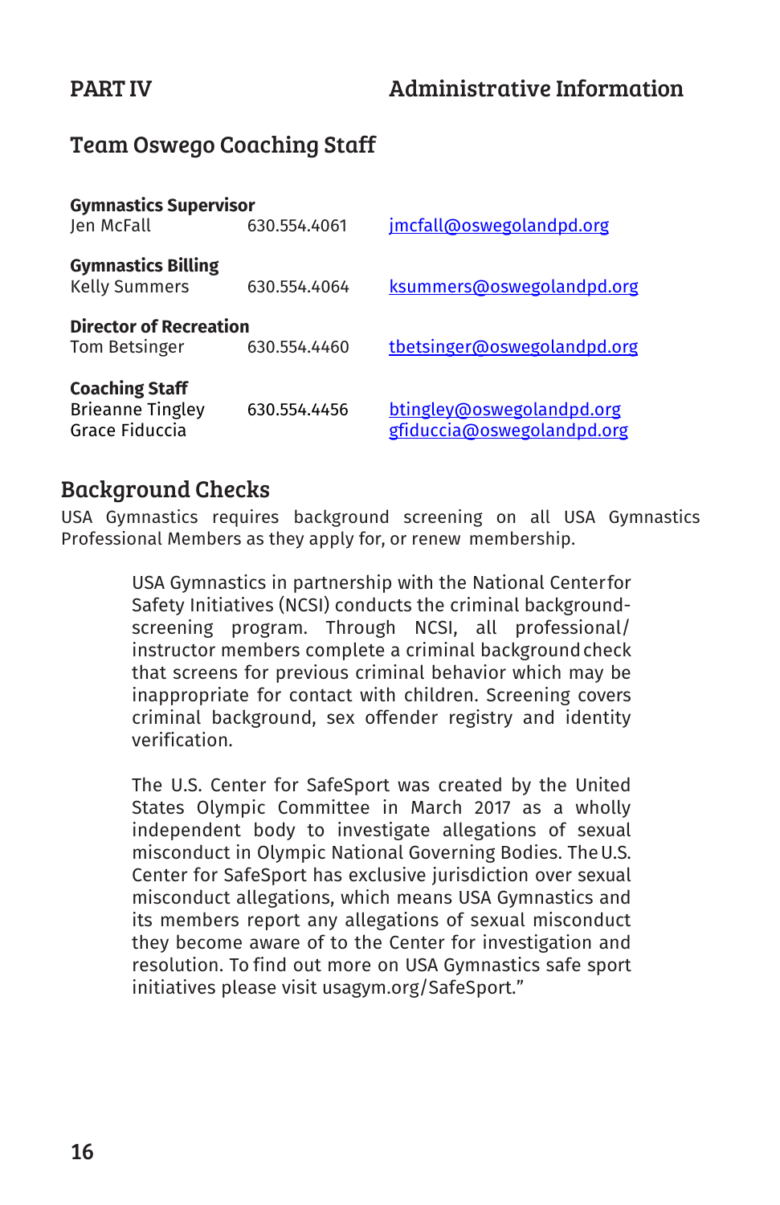## PART IV — Administrative Information

### Team Oswego Coaching Staff

**Gymnastics Supervisor**
Jen McFall — 630.554.4061 — jmcfall@oswegolandpd.org

**Gymnastics Billing**
Kelly Summers — 630.554.4064 — ksummers@oswegolandpd.org

**Director of Recreation**
Tom Betsinger — 630.554.4460 — tbetsinger@oswegolandpd.org

**Coaching Staff**
Brieanne Tingley — 630.554.4456 — btingley@oswegolandpd.org
Grace Fiduccia — gfiduccia@oswegolandpd.org

### Background Checks

USA Gymnastics requires background screening on all USA Gymnastics Professional Members as they apply for, or renew membership.

> USA Gymnastics in partnership with the National Center for Safety Initiatives (NCSI) conducts the criminal background-screening program. Through NCSI, all professional/instructor members complete a criminal background check that screens for previous criminal behavior which may be inappropriate for contact with children. Screening covers criminal background, sex offender registry and identity verification.
>
> The U.S. Center for SafeSport was created by the United States Olympic Committee in March 2017 as a wholly independent body to investigate allegations of sexual misconduct in Olympic National Governing Bodies. The U.S. Center for SafeSport has exclusive jurisdiction over sexual misconduct allegations, which means USA Gymnastics and its members report any allegations of sexual misconduct they become aware of to the Center for investigation and resolution. To find out more on USA Gymnastics safe sport initiatives please visit usagym.org/SafeSport."